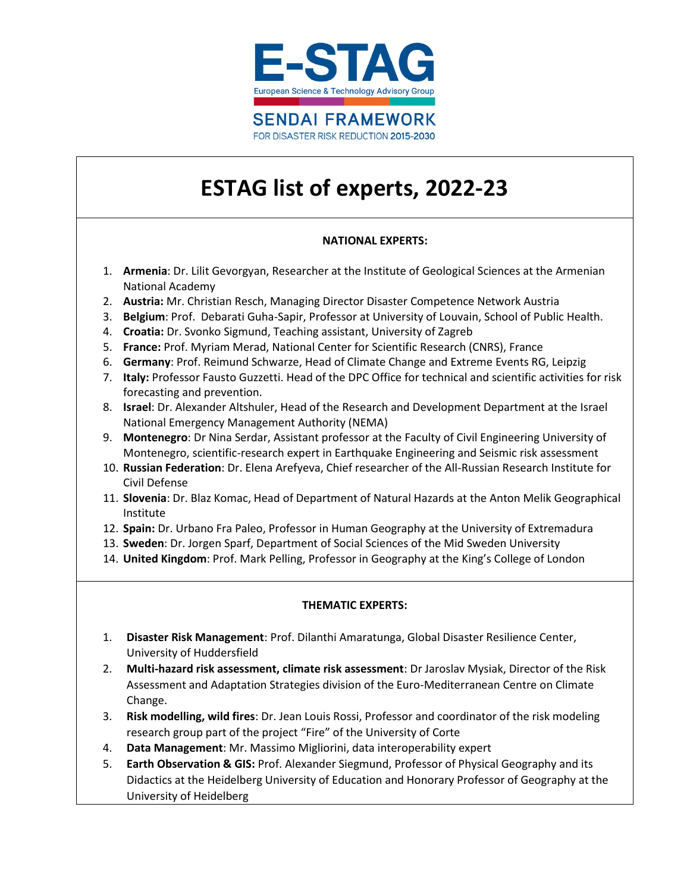E-STAG

European Science & Technology Advisory Group

SENDAI FRAMEWORK

FOR DISASTER RISK REDUCTION 2015-2030

# ESTAG list of experts, 2022-23

**NATIONAL EXPERTS:**

1. **Armenia**: Dr. Lilit Gevorgyan, Researcher at the Institute of Geological Sciences at the Armenian National Academy
2. **Austria:** Mr. Christian Resch, Managing Director Disaster Competence Network Austria
3. **Belgium**: Prof. Debarati Guha-Sapir, Professor at University of Louvain, School of Public Health.
4. **Croatia:** Dr. Svonko Sigmund, Teaching assistant, University of Zagreb
5. **France:** Prof. Myriam Merad, National Center for Scientific Research (CNRS), France
6. **Germany**: Prof. Reimund Schwarze, Head of Climate Change and Extreme Events RG, Leipzig
7. **Italy:** Professor Fausto Guzzetti. Head of the DPC Office for technical and scientific activities for risk forecasting and prevention.
8. **Israel**: Dr. Alexander Altshuler, Head of the Research and Development Department at the Israel National Emergency Management Authority (NEMA)
9. **Montenegro**: Dr Nina Serdar, Assistant professor at the Faculty of Civil Engineering University of Montenegro, scientific-research expert in Earthquake Engineering and Seismic risk assessment
10. **Russian Federation**: Dr. Elena Arefyeva, Chief researcher of the All-Russian Research Institute for Civil Defense
11. **Slovenia**: Dr. Blaz Komac, Head of Department of Natural Hazards at the Anton Melik Geographical Institute
12. **Spain:** Dr. Urbano Fra Paleo, Professor in Human Geography at the University of Extremadura
13. **Sweden**: Dr. Jorgen Sparf, Department of Social Sciences of the Mid Sweden University
14. **United Kingdom**: Prof. Mark Pelling, Professor in Geography at the King's College of London

**THEMATIC EXPERTS:**

1. **Disaster Risk Management**: Prof. Dilanthi Amaratunga, Global Disaster Resilience Center, University of Huddersfield
2. **Multi-hazard risk assessment, climate risk assessment**: Dr Jaroslav Mysiak, Director of the Risk Assessment and Adaptation Strategies division of the Euro-Mediterranean Centre on Climate Change.
3. **Risk modelling, wild fires**: Dr. Jean Louis Rossi, Professor and coordinator of the risk modeling research group part of the project "Fire" of the University of Corte
4. **Data Management**: Mr. Massimo Migliorini, data interoperability expert
5. **Earth Observation & GIS:** Prof. Alexander Siegmund, Professor of Physical Geography and its Didactics at the Heidelberg University of Education and Honorary Professor of Geography at the University of Heidelberg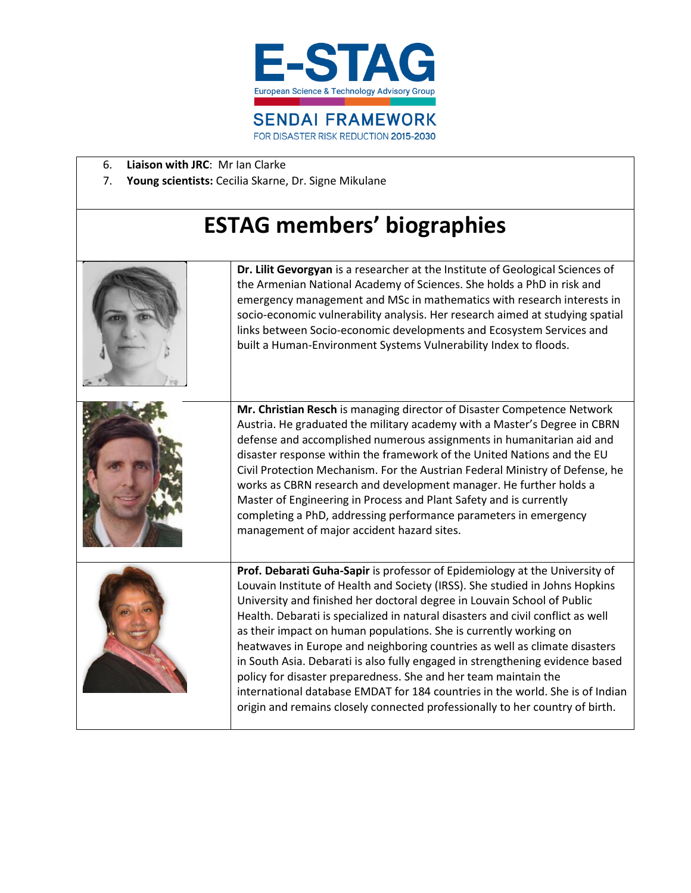6. **Liaison with JRC**: Mr Ian Clarke
7. **Young scientists:** Cecilia Skarne, Dr. Signe Mikulane

# ESTAG members' biographies

**Dr. Lilit Gevorgyan** is a researcher at the Institute of Geological Sciences of the Armenian National Academy of Sciences. She holds a PhD in risk and emergency management and MSc in mathematics with research interests in socio-economic vulnerability analysis. Her research aimed at studying spatial links between Socio-economic developments and Ecosystem Services and built a Human-Environment Systems Vulnerability Index to floods.

**Mr. Christian Resch** is managing director of Disaster Competence Network Austria. He graduated the military academy with a Master's Degree in CBRN defense and accomplished numerous assignments in humanitarian aid and disaster response within the framework of the United Nations and the EU Civil Protection Mechanism. For the Austrian Federal Ministry of Defense, he works as CBRN research and development manager. He further holds a Master of Engineering in Process and Plant Safety and is currently completing a PhD, addressing performance parameters in emergency management of major accident hazard sites.

**Prof. Debarati Guha-Sapir** is professor of Epidemiology at the University of Louvain Institute of Health and Society (IRSS). She studied in Johns Hopkins University and finished her doctoral degree in Louvain School of Public Health. Debarati is specialized in natural disasters and civil conflict as well as their impact on human populations. She is currently working on heatwaves in Europe and neighboring countries as well as climate disasters in South Asia. Debarati is also fully engaged in strengthening evidence based policy for disaster preparedness. She and her team maintain the international database EMDAT for 184 countries in the world. She is of Indian origin and remains closely connected professionally to her country of birth.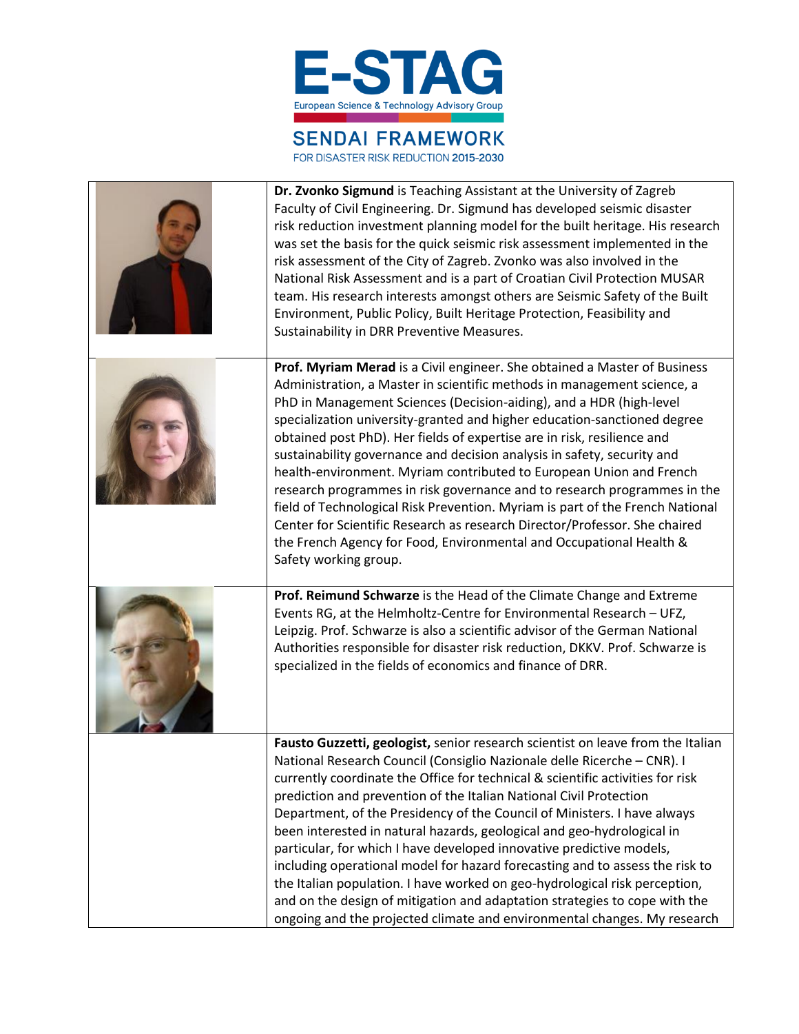**Dr. Zvonko Sigmund** is Teaching Assistant at the University of Zagreb Faculty of Civil Engineering. Dr. Sigmund has developed seismic disaster risk reduction investment planning model for the built heritage. His research was set the basis for the quick seismic risk assessment implemented in the risk assessment of the City of Zagreb. Zvonko was also involved in the National Risk Assessment and is a part of Croatian Civil Protection MUSAR team. His research interests amongst others are Seismic Safety of the Built Environment, Public Policy, Built Heritage Protection, Feasibility and Sustainability in DRR Preventive Measures.

**Prof. Myriam Merad** is a Civil engineer. She obtained a Master of Business Administration, a Master in scientific methods in management science, a PhD in Management Sciences (Decision-aiding), and a HDR (high-level specialization university-granted and higher education-sanctioned degree obtained post PhD). Her fields of expertise are in risk, resilience and sustainability governance and decision analysis in safety, security and health-environment. Myriam contributed to European Union and French research programmes in risk governance and to research programmes in the field of Technological Risk Prevention. Myriam is part of the French National Center for Scientific Research as research Director/Professor. She chaired the French Agency for Food, Environmental and Occupational Health & Safety working group.

**Prof. Reimund Schwarze** is the Head of the Climate Change and Extreme Events RG, at the Helmholtz-Centre for Environmental Research – UFZ, Leipzig. Prof. Schwarze is also a scientific advisor of the German National Authorities responsible for disaster risk reduction, DKKV. Prof. Schwarze is specialized in the fields of economics and finance of DRR.

**Fausto Guzzetti, geologist,** senior research scientist on leave from the Italian National Research Council (Consiglio Nazionale delle Ricerche – CNR). I currently coordinate the Office for technical & scientific activities for risk prediction and prevention of the Italian National Civil Protection Department, of the Presidency of the Council of Ministers. I have always been interested in natural hazards, geological and geo-hydrological in particular, for which I have developed innovative predictive models, including operational model for hazard forecasting and to assess the risk to the Italian population. I have worked on geo-hydrological risk perception, and on the design of mitigation and adaptation strategies to cope with the ongoing and the projected climate and environmental changes. My research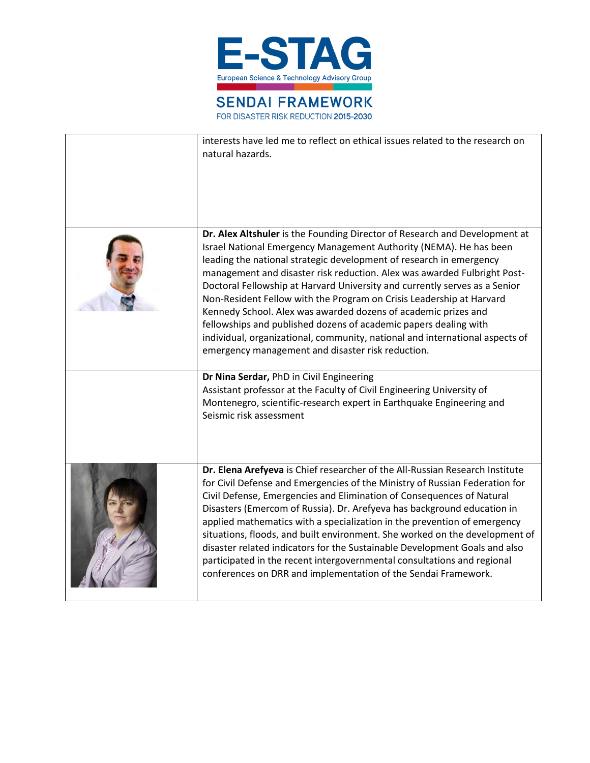| | |
|---|---|
| | interests have led me to reflect on ethical issues related to the research on natural hazards. |
| | **Dr. Alex Altshuler** is the Founding Director of Research and Development at Israel National Emergency Management Authority (NEMA). He has been leading the national strategic development of research in emergency management and disaster risk reduction. Alex was awarded Fulbright Post-Doctoral Fellowship at Harvard University and currently serves as a Senior Non-Resident Fellow with the Program on Crisis Leadership at Harvard Kennedy School. Alex was awarded dozens of academic prizes and fellowships and published dozens of academic papers dealing with individual, organizational, community, national and international aspects of emergency management and disaster risk reduction. |
| | **Dr Nina Serdar,** PhD in Civil Engineering<br>Assistant professor at the Faculty of Civil Engineering University of Montenegro, scientific-research expert in Earthquake Engineering and Seismic risk assessment |
| | **Dr. Elena Arefyeva** is Chief researcher of the All-Russian Research Institute for Civil Defense and Emergencies of the Ministry of Russian Federation for Civil Defense, Emergencies and Elimination of Consequences of Natural Disasters (Emercom of Russia). Dr. Arefyeva has background education in applied mathematics with a specialization in the prevention of emergency situations, floods, and built environment. She worked on the development of disaster related indicators for the Sustainable Development Goals and also participated in the recent intergovernmental consultations and regional conferences on DRR and implementation of the Sendai Framework. |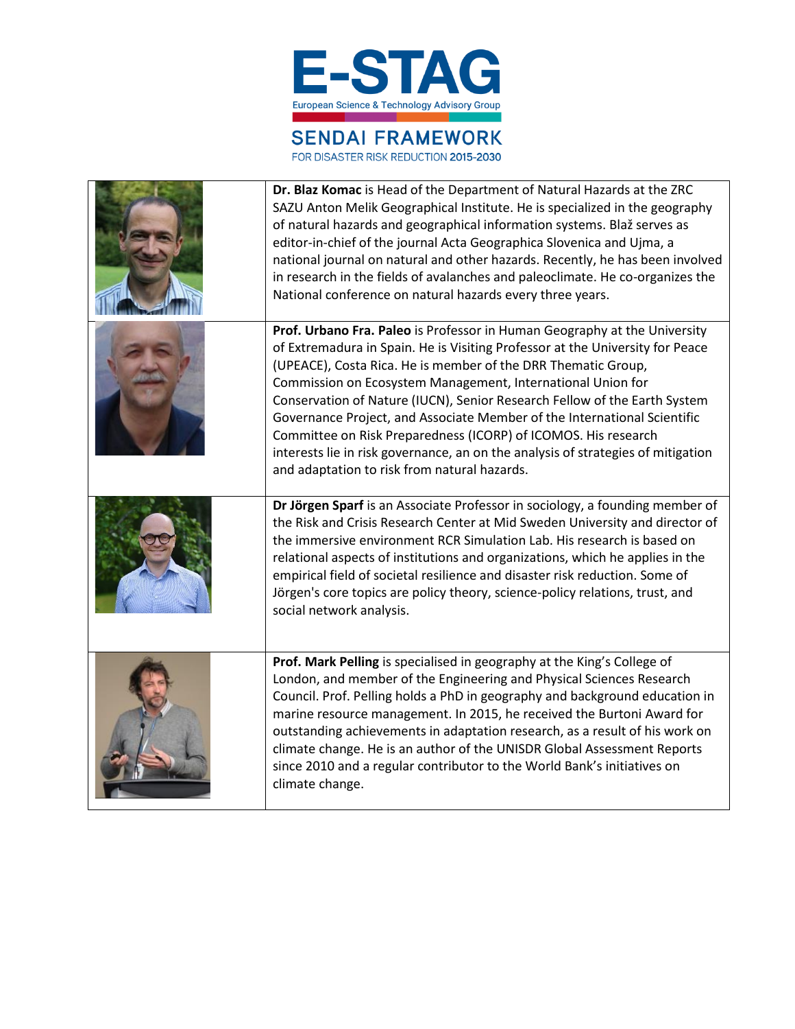| | |
|---|---|
| | **Dr. Blaz Komac** is Head of the Department of Natural Hazards at the ZRC SAZU Anton Melik Geographical Institute. He is specialized in the geography of natural hazards and geographical information systems. Blaž serves as editor-in-chief of the journal Acta Geographica Slovenica and Ujma, a national journal on natural and other hazards. Recently, he has been involved in research in the fields of avalanches and paleoclimate. He co-organizes the National conference on natural hazards every three years. |
| | **Prof. Urbano Fra. Paleo** is Professor in Human Geography at the University of Extremadura in Spain. He is Visiting Professor at the University for Peace (UPEACE), Costa Rica. He is member of the DRR Thematic Group, Commission on Ecosystem Management, International Union for Conservation of Nature (IUCN), Senior Research Fellow of the Earth System Governance Project, and Associate Member of the International Scientific Committee on Risk Preparedness (ICORP) of ICOMOS. His research interests lie in risk governance, an on the analysis of strategies of mitigation and adaptation to risk from natural hazards. |
| | **Dr Jörgen Sparf** is an Associate Professor in sociology, a founding member of the Risk and Crisis Research Center at Mid Sweden University and director of the immersive environment RCR Simulation Lab. His research is based on relational aspects of institutions and organizations, which he applies in the empirical field of societal resilience and disaster risk reduction. Some of Jörgen's core topics are policy theory, science-policy relations, trust, and social network analysis. |
| | **Prof. Mark Pelling** is specialised in geography at the King's College of London, and member of the Engineering and Physical Sciences Research Council. Prof. Pelling holds a PhD in geography and background education in marine resource management. In 2015, he received the Burtoni Award for outstanding achievements in adaptation research, as a result of his work on climate change. He is an author of the UNISDR Global Assessment Reports since 2010 and a regular contributor to the World Bank's initiatives on climate change. |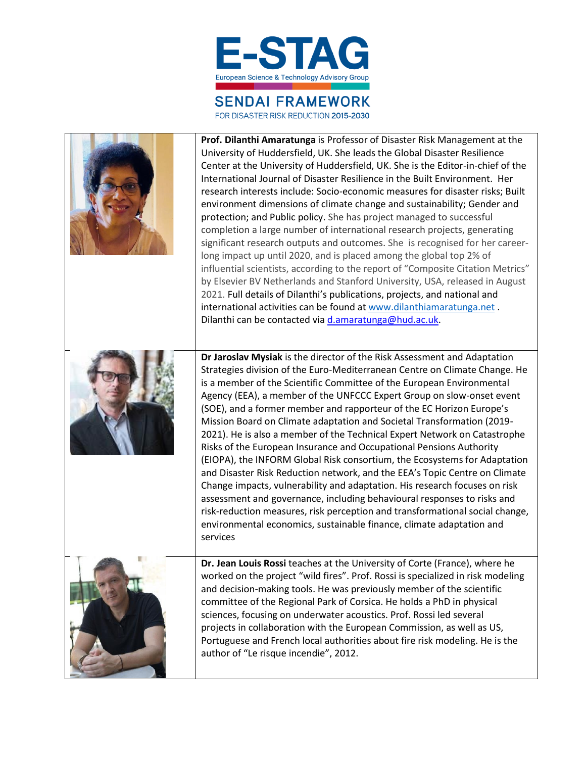Prof. Dilanthi Amaratunga** is Professor of Disaster Risk Management at the University of Huddersfield, UK. She leads the Global Disaster Resilience Center at the University of Huddersfield, UK. She is the Editor-in-chief of the International Journal of Disaster Resilience in the Built Environment. Her research interests include: Socio-economic measures for disaster risks; Built environment dimensions of climate change and sustainability; Gender and protection; and Public policy. She has project managed to successful completion a large number of international research projects, generating significant research outputs and outcomes. She is recognised for her career-long impact up until 2020, and is placed among the global top 2% of influential scientists, according to the report of "Composite Citation Metrics" by Elsevier BV Netherlands and Stanford University, USA, released in August 2021. Full details of Dilanthi's publications, projects, and national and international activities can be found at www.dilanthiamaratunga.net . Dilanthi can be contacted via d.amaratunga@hud.ac.uk.

**Dr Jaroslav Mysiak** is the director of the Risk Assessment and Adaptation Strategies division of the Euro-Mediterranean Centre on Climate Change. He is a member of the Scientific Committee of the European Environmental Agency (EEA), a member of the UNFCCC Expert Group on slow-onset event (SOE), and a former member and rapporteur of the EC Horizon Europe's Mission Board on Climate adaptation and Societal Transformation (2019-2021). He is also a member of the Technical Expert Network on Catastrophe Risks of the European Insurance and Occupational Pensions Authority (EIOPA), the INFORM Global Risk consortium, the Ecosystems for Adaptation and Disaster Risk Reduction network, and the EEA's Topic Centre on Climate Change impacts, vulnerability and adaptation. His research focuses on risk assessment and governance, including behavioural responses to risks and risk-reduction measures, risk perception and transformational social change, environmental economics, sustainable finance, climate adaptation and services

**Dr. Jean Louis Rossi** teaches at the University of Corte (France), where he worked on the project "wild fires". Prof. Rossi is specialized in risk modeling and decision-making tools. He was previously member of the scientific committee of the Regional Park of Corsica. He holds a PhD in physical sciences, focusing on underwater acoustics. Prof. Rossi led several projects in collaboration with the European Commission, as well as US, Portuguese and French local authorities about fire risk modeling. He is the author of "Le risque incendie", 2012.

**Prof. Dilanthi Amaratunga** is Professor of Disaster Risk Management at the University of Huddersfield, UK. She leads the Global Disaster Resilience Center at the University of Huddersfield, UK. She is the Editor-in-chief of the International Journal of Disaster Resilience in the Built Environment. Her research interests include: Socio-economic measures for disaster risks; Built environment dimensions of climate change and sustainability; Gender and protection; and Public policy. She has project managed to successful completion a large number of international research projects, generating significant research outputs and outcomes. She is recognised for her career-long impact up until 2020, and is placed among the global top 2% of influential scientists, according to the report of "Composite Citation Metrics" by Elsevier BV Netherlands and Stanford University, USA, released in August 2021. Full details of Dilanthi's publications, projects, and national and international activities can be found at www.dilanthiamaratunga.net . Dilanthi can be contacted via d.amaratunga@hud.ac.uk.

**Dr Jaroslav Mysiak** is the director of the Risk Assessment and Adaptation Strategies division of the Euro-Mediterranean Centre on Climate Change. He is a member of the Scientific Committee of the European Environmental Agency (EEA), a member of the UNFCCC Expert Group on slow-onset event (SOE), and a former member and rapporteur of the EC Horizon Europe's Mission Board on Climate adaptation and Societal Transformation (2019-2021). He is also a member of the Technical Expert Network on Catastrophe Risks of the European Insurance and Occupational Pensions Authority (EIOPA), the INFORM Global Risk consortium, the Ecosystems for Adaptation and Disaster Risk Reduction network, and the EEA's Topic Centre on Climate Change impacts, vulnerability and adaptation. His research focuses on risk assessment and governance, including behavioural responses to risks and risk-reduction measures, risk perception and transformational social change, environmental economics, sustainable finance, climate adaptation and services

**Dr. Jean Louis Rossi** teaches at the University of Corte (France), where he worked on the project "wild fires". Prof. Rossi is specialized in risk modeling and decision-making tools. He was previously member of the scientific committee of the Regional Park of Corsica. He holds a PhD in physical sciences, focusing on underwater acoustics. Prof. Rossi led several projects in collaboration with the European Commission, as well as US, Portuguese and French local authorities about fire risk modeling. He is the author of "Le risque incendie", 2012.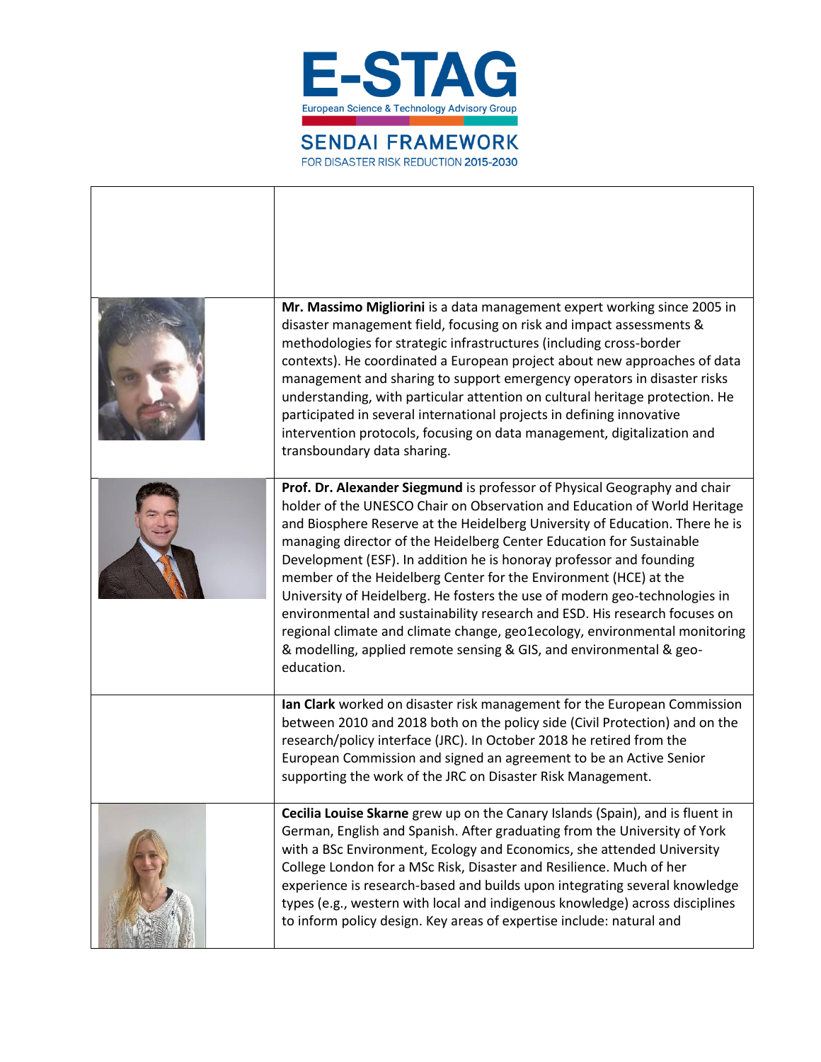| | |
|---|---|
| | |
| | **Mr. Massimo Migliorini** is a data management expert working since 2005 in disaster management field, focusing on risk and impact assessments & methodologies for strategic infrastructures (including cross-border contexts). He coordinated a European project about new approaches of data management and sharing to support emergency operators in disaster risks understanding, with particular attention on cultural heritage protection. He participated in several international projects in defining innovative intervention protocols, focusing on data management, digitalization and transboundary data sharing. |
| | **Prof. Dr. Alexander Siegmund** is professor of Physical Geography and chair holder of the UNESCO Chair on Observation and Education of World Heritage and Biosphere Reserve at the Heidelberg University of Education. There he is managing director of the Heidelberg Center Education for Sustainable Development (ESF). In addition he is honoray professor and founding member of the Heidelberg Center for the Environment (HCE) at the University of Heidelberg. He fosters the use of modern geo-technologies in environmental and sustainability research and ESD. His research focuses on regional climate and climate change, geo1ecology, environmental monitoring & modelling, applied remote sensing & GIS, and environmental & geo-education. |
| | **Ian Clark** worked on disaster risk management for the European Commission between 2010 and 2018 both on the policy side (Civil Protection) and on the research/policy interface (JRC). In October 2018 he retired from the European Commission and signed an agreement to be an Active Senior supporting the work of the JRC on Disaster Risk Management. |
| | **Cecilia Louise Skarne** grew up on the Canary Islands (Spain), and is fluent in German, English and Spanish. After graduating from the University of York with a BSc Environment, Ecology and Economics, she attended University College London for a MSc Risk, Disaster and Resilience. Much of her experience is research-based and builds upon integrating several knowledge types (e.g., western with local and indigenous knowledge) across disciplines to inform policy design. Key areas of expertise include: natural and |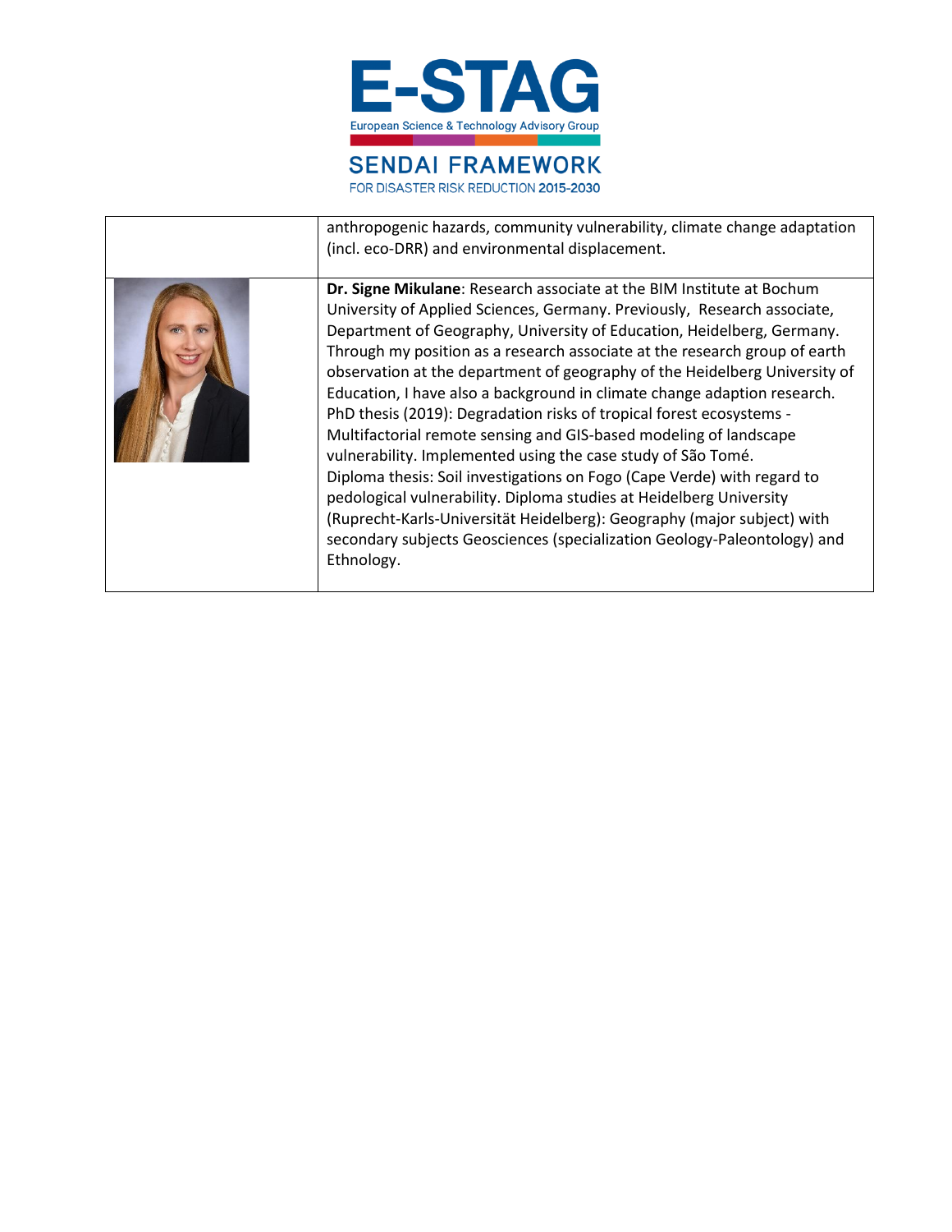| | |
|---|---|
| | anthropogenic hazards, community vulnerability, climate change adaptation (incl. eco-DRR) and environmental displacement. |
| | **Dr. Signe Mikulane**: Research associate at the BIM Institute at Bochum University of Applied Sciences, Germany. Previously, Research associate, Department of Geography, University of Education, Heidelberg, Germany. Through my position as a research associate at the research group of earth observation at the department of geography of the Heidelberg University of Education, I have also a background in climate change adaption research. PhD thesis (2019): Degradation risks of tropical forest ecosystems - Multifactorial remote sensing and GIS-based modeling of landscape vulnerability. Implemented using the case study of São Tomé. Diploma thesis: Soil investigations on Fogo (Cape Verde) with regard to pedological vulnerability. Diploma studies at Heidelberg University (Ruprecht-Karls-Universität Heidelberg): Geography (major subject) with secondary subjects Geosciences (specialization Geology-Paleontology) and Ethnology. |